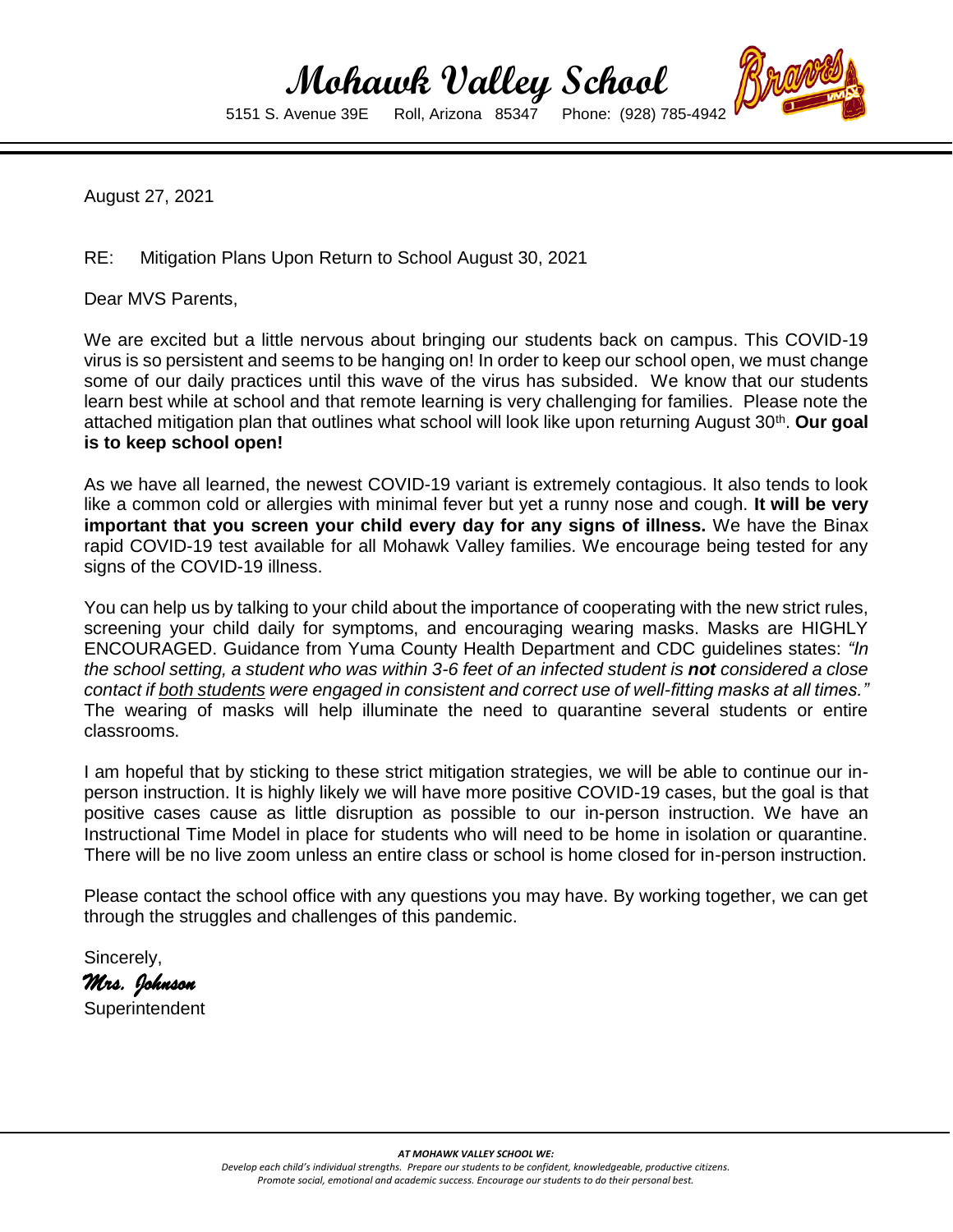# Mohawk Valley School

5151 S. Avenue 39E   Roll, Arizona 85347   Phone: (928) 785-4942

August 27, 2021

RE: Mitigation Plans Upon Return to School August 30, 2021

Dear MVS Parents,

We are excited but a little nervous about bringing our students back on campus. This COVID-19 virus is so persistent and seems to be hanging on! In order to keep our school open, we must change some of our daily practices until this wave of the virus has subsided. We know that our students learn best while at school and that remote learning is very challenging for families. Please note the attached mitigation plan that outlines what school will look like upon returning August 30th. **Our goal is to keep school open!**

As we have all learned, the newest COVID-19 variant is extremely contagious. It also tends to look like a common cold or allergies with minimal fever but yet a runny nose and cough. **It will be very important that you screen your child every day for any signs of illness.** We have the Binax rapid COVID-19 test available for all Mohawk Valley families. We encourage being tested for any signs of the COVID-19 illness.

You can help us by talking to your child about the importance of cooperating with the new strict rules, screening your child daily for symptoms, and encouraging wearing masks. Masks are HIGHLY ENCOURAGED. Guidance from Yuma County Health Department and CDC guidelines states: *"In the school setting, a student who was within 3-6 feet of an infected student is **not** considered a close contact if <u>both students</u> were engaged in consistent and correct use of well-fitting masks at all times."* The wearing of masks will help illuminate the need to quarantine several students or entire classrooms.

I am hopeful that by sticking to these strict mitigation strategies, we will be able to continue our in-person instruction. It is highly likely we will have more positive COVID-19 cases, but the goal is that positive cases cause as little disruption as possible to our in-person instruction. We have an Instructional Time Model in place for students who will need to be home in isolation or quarantine. There will be no live zoom unless an entire class or school is home closed for in-person instruction.

Please contact the school office with any questions you may have. By working together, we can get through the struggles and challenges of this pandemic.

Sincerely,

*Mrs. Johnson*

Superintendent

***AT MOHAWK VALLEY SCHOOL WE:***

*Develop each child's individual strengths. Prepare our students to be confident, knowledgeable, productive citizens. Promote social, emotional and academic success. Encourage our students to do their personal best.*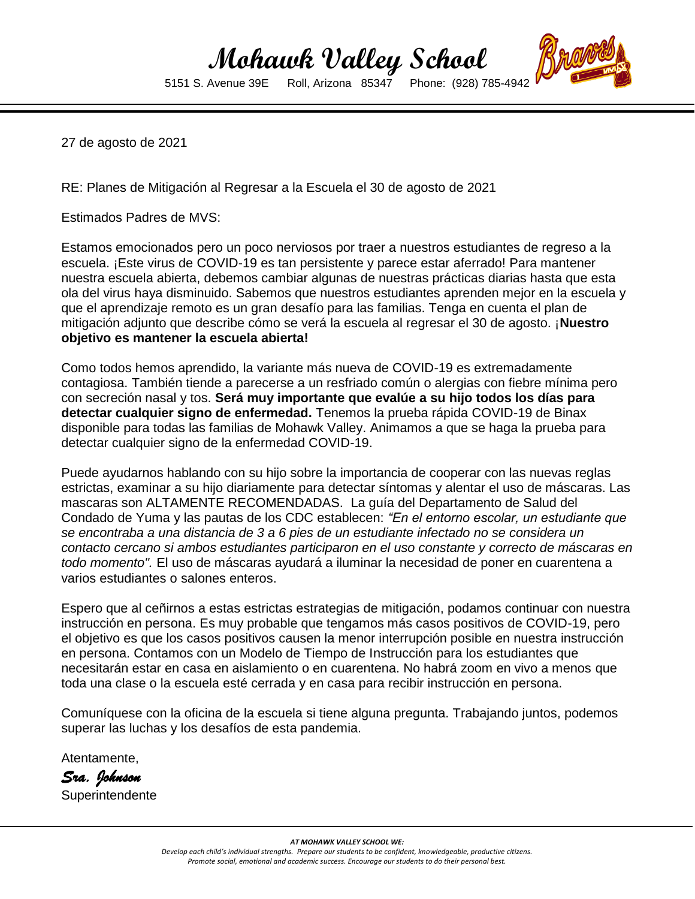# Mohawk Valley School

5151 S. Avenue 39E Roll, Arizona 85347 Phone: (928) 785-4942

27 de agosto de 2021

RE: Planes de Mitigación al Regresar a la Escuela el 30 de agosto de 2021

Estimados Padres de MVS:

Estamos emocionados pero un poco nerviosos por traer a nuestros estudiantes de regreso a la escuela. ¡Este virus de COVID-19 es tan persistente y parece estar aferrado! Para mantener nuestra escuela abierta, debemos cambiar algunas de nuestras prácticas diarias hasta que esta ola del virus haya disminuido. Sabemos que nuestros estudiantes aprenden mejor en la escuela y que el aprendizaje remoto es un gran desafío para las familias. Tenga en cuenta el plan de mitigación adjunto que describe cómo se verá la escuela al regresar el 30 de agosto. **¡Nuestro objetivo es mantener la escuela abierta!**

Como todos hemos aprendido, la variante más nueva de COVID-19 es extremadamente contagiosa. También tiende a parecerse a un resfriado común o alergias con fiebre mínima pero con secreción nasal y tos. **Será muy importante que evalúe a su hijo todos los días para detectar cualquier signo de enfermedad.** Tenemos la prueba rápida COVID-19 de Binax disponible para todas las familias de Mohawk Valley. Animamos a que se haga la prueba para detectar cualquier signo de la enfermedad COVID-19.

Puede ayudarnos hablando con su hijo sobre la importancia de cooperar con las nuevas reglas estrictas, examinar a su hijo diariamente para detectar síntomas y alentar el uso de máscaras. Las mascaras son ALTAMENTE RECOMENDADAS. La guía del Departamento de Salud del Condado de Yuma y las pautas de los CDC establecen: *"En el entorno escolar, un estudiante que se encontraba a una distancia de 3 a 6 pies de un estudiante infectado no se considera un contacto cercano si ambos estudiantes participaron en el uso constante y correcto de máscaras en todo momento".* El uso de máscaras ayudará a iluminar la necesidad de poner en cuarentena a varios estudiantes o salones enteros.

Espero que al ceñirnos a estas estrictas estrategias de mitigación, podamos continuar con nuestra instrucción en persona. Es muy probable que tengamos más casos positivos de COVID-19, pero el objetivo es que los casos positivos causen la menor interrupción posible en nuestra instrucción en persona. Contamos con un Modelo de Tiempo de Instrucción para los estudiantes que necesitarán estar en casa en aislamiento o en cuarentena. No habrá zoom en vivo a menos que toda una clase o la escuela esté cerrada y en casa para recibir instrucción en persona.

Comuníquese con la oficina de la escuela si tiene alguna pregunta. Trabajando juntos, podemos superar las luchas y los desafíos de esta pandemia.

Atentamente,

*Sra. Johnson*

Superintendente

***AT MOHAWK VALLEY SCHOOL WE:***

*Develop each child's individual strengths. Prepare our students to be confident, knowledgeable, productive citizens.*
*Promote social, emotional and academic success. Encourage our students to do their personal best.*